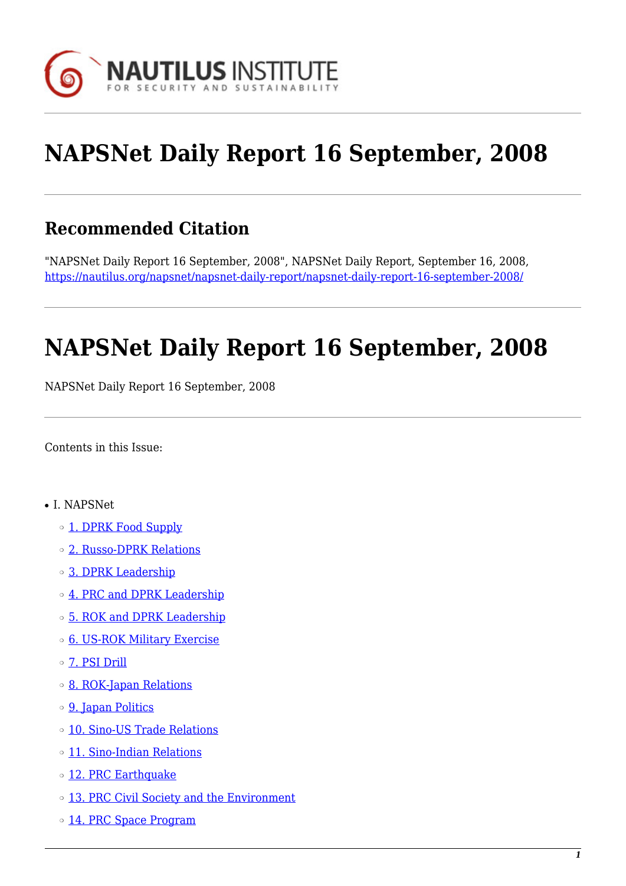# NAPSNet Daily Report 16 September, 2008

## Recommended Citation

"NAPSNet Daily Report 16 September, 2008", NAPSNet Daily Report, September 16, 2008, https://nautilus.org/napsnet/napsnet-daily-report/napsnet-daily-report-16-september-2008/

# NAPSNet Daily Report 16 September, 2008

NAPSNet Daily Report 16 September, 2008

Contents in this Issue:

- I. NAPSNet
  - 1. DPRK Food Supply
  - 2. Russo-DPRK Relations
  - 3. DPRK Leadership
  - 4. PRC and DPRK Leadership
  - 5. ROK and DPRK Leadership
  - 6. US-ROK Military Exercise
  - 7. PSI Drill
  - 8. ROK-Japan Relations
  - 9. Japan Politics
  - 10. Sino-US Trade Relations
  - 11. Sino-Indian Relations
  - 12. PRC Earthquake
  - 13. PRC Civil Society and the Environment
  - 14. PRC Space Program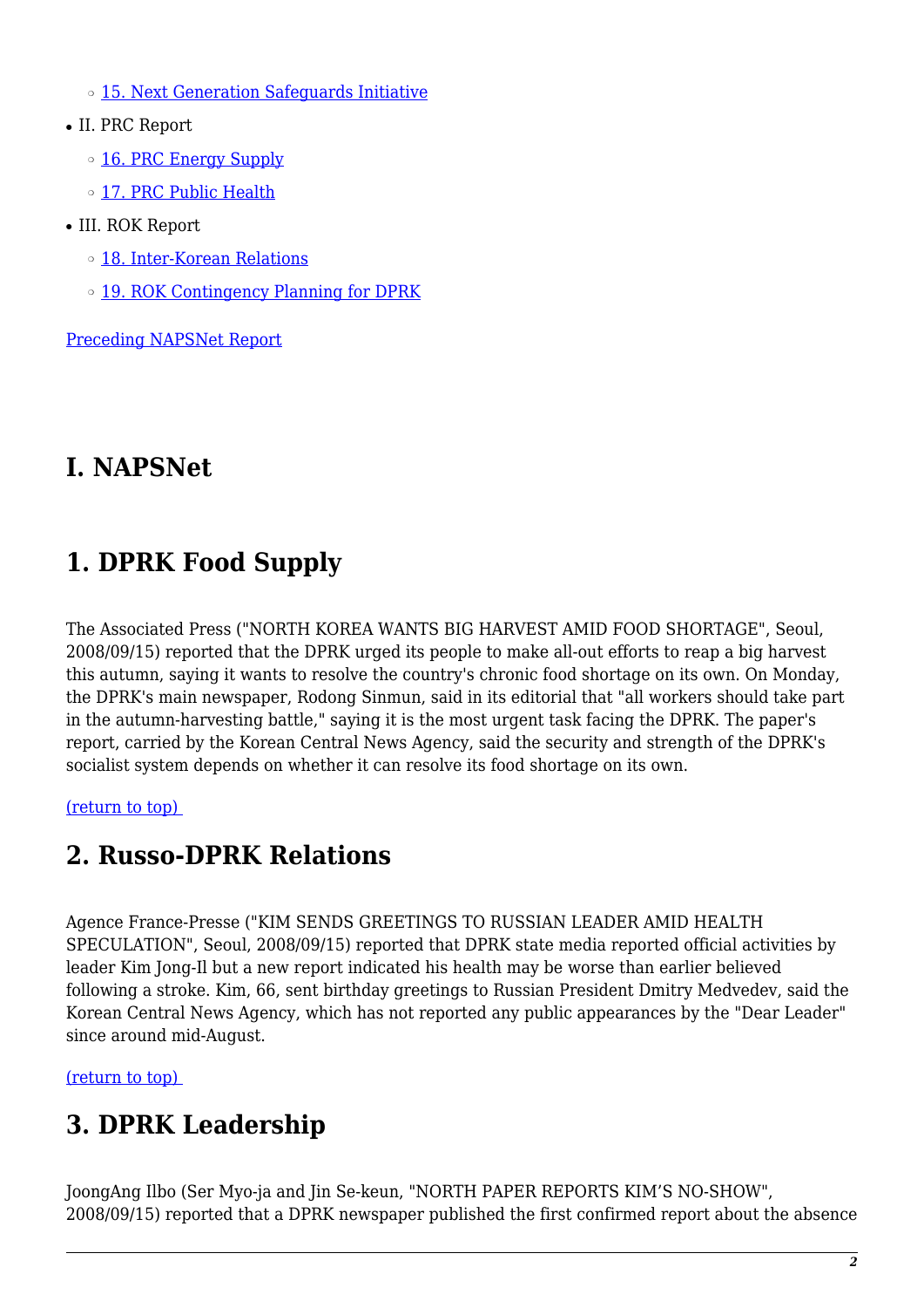- 15. Next Generation Safeguards Initiative

- II. PRC Report
  - 16. PRC Energy Supply
  - 17. PRC Public Health
- III. ROK Report
  - 18. Inter-Korean Relations
  - 19. ROK Contingency Planning for DPRK

Preceding NAPSNet Report

# I. NAPSNet

# 1. DPRK Food Supply

The Associated Press ("NORTH KOREA WANTS BIG HARVEST AMID FOOD SHORTAGE", Seoul, 2008/09/15) reported that the DPRK urged its people to make all-out efforts to reap a big harvest this autumn, saying it wants to resolve the country's chronic food shortage on its own. On Monday, the DPRK's main newspaper, Rodong Sinmun, said in its editorial that "all workers should take part in the autumn-harvesting battle," saying it is the most urgent task facing the DPRK. The paper's report, carried by the Korean Central News Agency, said the security and strength of the DPRK's socialist system depends on whether it can resolve its food shortage on its own.

(return to top)

# 2. Russo-DPRK Relations

Agence France-Presse ("KIM SENDS GREETINGS TO RUSSIAN LEADER AMID HEALTH SPECULATION", Seoul, 2008/09/15) reported that DPRK state media reported official activities by leader Kim Jong-Il but a new report indicated his health may be worse than earlier believed following a stroke. Kim, 66, sent birthday greetings to Russian President Dmitry Medvedev, said the Korean Central News Agency, which has not reported any public appearances by the "Dear Leader" since around mid-August.

(return to top)

# 3. DPRK Leadership

JoongAng Ilbo (Ser Myo-ja and Jin Se-keun, "NORTH PAPER REPORTS KIM'S NO-SHOW", 2008/09/15) reported that a DPRK newspaper published the first confirmed report about the absence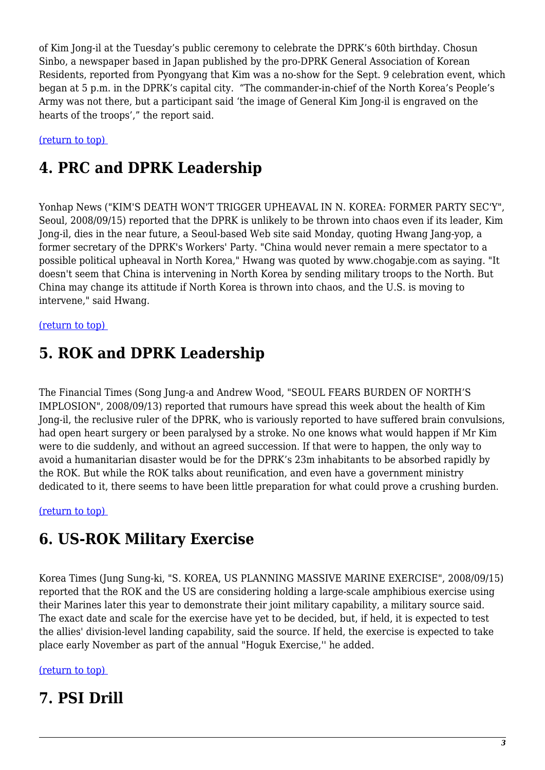of Kim Jong-il at the Tuesday's public ceremony to celebrate the DPRK's 60th birthday. Chosun Sinbo, a newspaper based in Japan published by the pro-DPRK General Association of Korean Residents, reported from Pyongyang that Kim was a no-show for the Sept. 9 celebration event, which began at 5 p.m. in the DPRK's capital city. "The commander-in-chief of the North Korea's People's Army was not there, but a participant said 'the image of General Kim Jong-il is engraved on the hearts of the troops'," the report said.

(return to top)

## 4. PRC and DPRK Leadership

Yonhap News ("KIM'S DEATH WON'T TRIGGER UPHEAVAL IN N. KOREA: FORMER PARTY SEC'Y", Seoul, 2008/09/15) reported that the DPRK is unlikely to be thrown into chaos even if its leader, Kim Jong-il, dies in the near future, a Seoul-based Web site said Monday, quoting Hwang Jang-yop, a former secretary of the DPRK's Workers' Party. "China would never remain a mere spectator to a possible political upheaval in North Korea," Hwang was quoted by www.chogabje.com as saying. "It doesn't seem that China is intervening in North Korea by sending military troops to the North. But China may change its attitude if North Korea is thrown into chaos, and the U.S. is moving to intervene," said Hwang.

(return to top)

## 5. ROK and DPRK Leadership

The Financial Times (Song Jung-a and Andrew Wood, "SEOUL FEARS BURDEN OF NORTH'S IMPLOSION", 2008/09/13) reported that rumours have spread this week about the health of Kim Jong-il, the reclusive ruler of the DPRK, who is variously reported to have suffered brain convulsions, had open heart surgery or been paralysed by a stroke. No one knows what would happen if Mr Kim were to die suddenly, and without an agreed succession. If that were to happen, the only way to avoid a humanitarian disaster would be for the DPRK's 23m inhabitants to be absorbed rapidly by the ROK. But while the ROK talks about reunification, and even have a government ministry dedicated to it, there seems to have been little preparation for what could prove a crushing burden.

(return to top)

## 6. US-ROK Military Exercise

Korea Times (Jung Sung-ki, "S. KOREA, US PLANNING MASSIVE MARINE EXERCISE", 2008/09/15) reported that the ROK and the US are considering holding a large-scale amphibious exercise using their Marines later this year to demonstrate their joint military capability, a military source said. The exact date and scale for the exercise have yet to be decided, but, if held, it is expected to test the allies' division-level landing capability, said the source. If held, the exercise is expected to take place early November as part of the annual "Hoguk Exercise,'' he added.

(return to top)

## 7. PSI Drill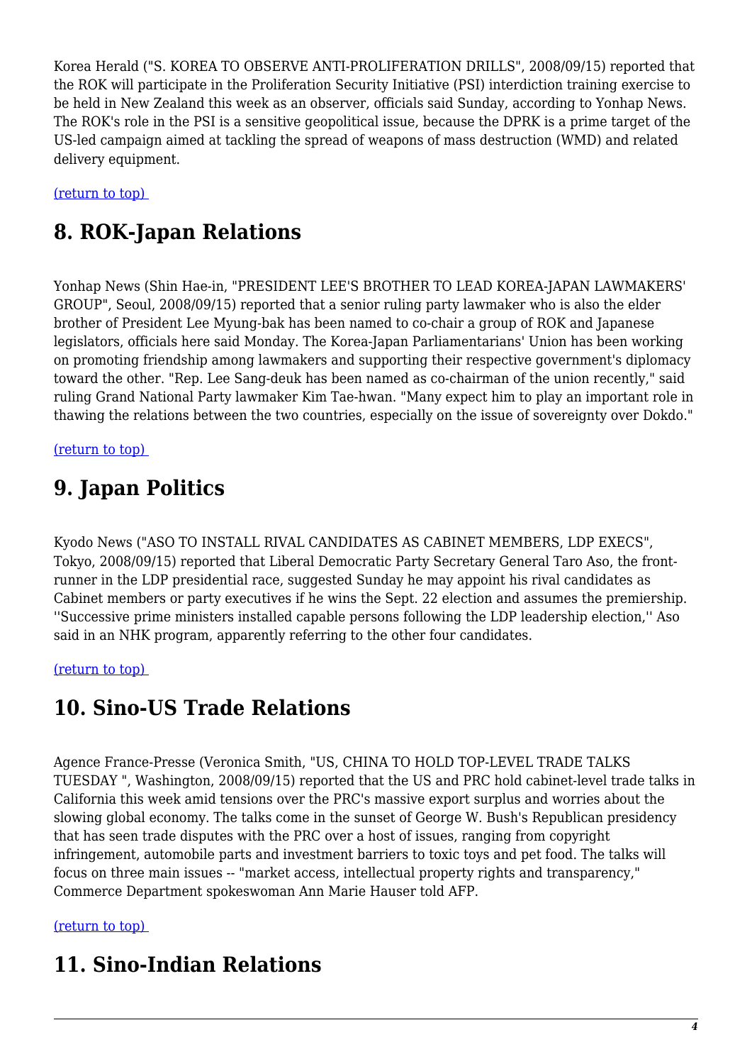Korea Herald ("S. KOREA TO OBSERVE ANTI-PROLIFERATION DRILLS", 2008/09/15) reported that the ROK will participate in the Proliferation Security Initiative (PSI) interdiction training exercise to be held in New Zealand this week as an observer, officials said Sunday, according to Yonhap News. The ROK's role in the PSI is a sensitive geopolitical issue, because the DPRK is a prime target of the US-led campaign aimed at tackling the spread of weapons of mass destruction (WMD) and related delivery equipment.

(return to top)

## 8. ROK-Japan Relations

Yonhap News (Shin Hae-in, "PRESIDENT LEE'S BROTHER TO LEAD KOREA-JAPAN LAWMAKERS' GROUP", Seoul, 2008/09/15) reported that a senior ruling party lawmaker who is also the elder brother of President Lee Myung-bak has been named to co-chair a group of ROK and Japanese legislators, officials here said Monday. The Korea-Japan Parliamentarians' Union has been working on promoting friendship among lawmakers and supporting their respective government's diplomacy toward the other. "Rep. Lee Sang-deuk has been named as co-chairman of the union recently," said ruling Grand National Party lawmaker Kim Tae-hwan. "Many expect him to play an important role in thawing the relations between the two countries, especially on the issue of sovereignty over Dokdo."

(return to top)

## 9. Japan Politics

Kyodo News ("ASO TO INSTALL RIVAL CANDIDATES AS CABINET MEMBERS, LDP EXECS", Tokyo, 2008/09/15) reported that Liberal Democratic Party Secretary General Taro Aso, the front-runner in the LDP presidential race, suggested Sunday he may appoint his rival candidates as Cabinet members or party executives if he wins the Sept. 22 election and assumes the premiership. ''Successive prime ministers installed capable persons following the LDP leadership election,'' Aso said in an NHK program, apparently referring to the other four candidates.

(return to top)

## 10. Sino-US Trade Relations

Agence France-Presse (Veronica Smith, "US, CHINA TO HOLD TOP-LEVEL TRADE TALKS TUESDAY ", Washington, 2008/09/15) reported that the US and PRC hold cabinet-level trade talks in California this week amid tensions over the PRC's massive export surplus and worries about the slowing global economy. The talks come in the sunset of George W. Bush's Republican presidency that has seen trade disputes with the PRC over a host of issues, ranging from copyright infringement, automobile parts and investment barriers to toxic toys and pet food. The talks will focus on three main issues -- "market access, intellectual property rights and transparency," Commerce Department spokeswoman Ann Marie Hauser told AFP.

(return to top)

## 11. Sino-Indian Relations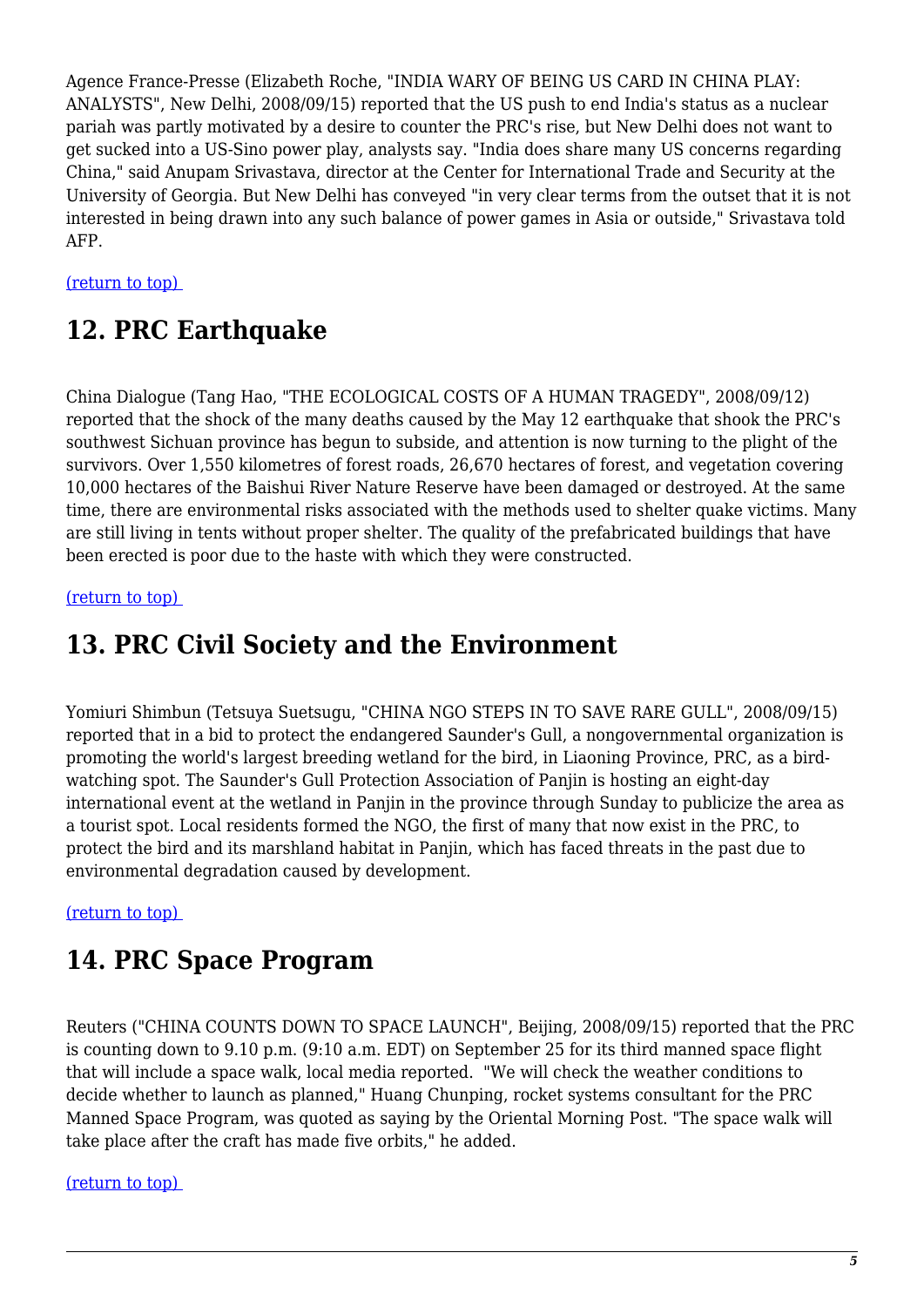Agence France-Presse (Elizabeth Roche, "INDIA WARY OF BEING US CARD IN CHINA PLAY: ANALYSTS", New Delhi, 2008/09/15) reported that the US push to end India's status as a nuclear pariah was partly motivated by a desire to counter the PRC's rise, but New Delhi does not want to get sucked into a US-Sino power play, analysts say. "India does share many US concerns regarding China," said Anupam Srivastava, director at the Center for International Trade and Security at the University of Georgia. But New Delhi has conveyed "in very clear terms from the outset that it is not interested in being drawn into any such balance of power games in Asia or outside," Srivastava told AFP.

(return to top)

## 12. PRC Earthquake

China Dialogue (Tang Hao, "THE ECOLOGICAL COSTS OF A HUMAN TRAGEDY", 2008/09/12) reported that the shock of the many deaths caused by the May 12 earthquake that shook the PRC's southwest Sichuan province has begun to subside, and attention is now turning to the plight of the survivors. Over 1,550 kilometres of forest roads, 26,670 hectares of forest, and vegetation covering 10,000 hectares of the Baishui River Nature Reserve have been damaged or destroyed. At the same time, there are environmental risks associated with the methods used to shelter quake victims. Many are still living in tents without proper shelter. The quality of the prefabricated buildings that have been erected is poor due to the haste with which they were constructed.

(return to top)

## 13. PRC Civil Society and the Environment

Yomiuri Shimbun (Tetsuya Suetsugu, "CHINA NGO STEPS IN TO SAVE RARE GULL", 2008/09/15) reported that in a bid to protect the endangered Saunder's Gull, a nongovernmental organization is promoting the world's largest breeding wetland for the bird, in Liaoning Province, PRC, as a bird-watching spot. The Saunder's Gull Protection Association of Panjin is hosting an eight-day international event at the wetland in Panjin in the province through Sunday to publicize the area as a tourist spot. Local residents formed the NGO, the first of many that now exist in the PRC, to protect the bird and its marshland habitat in Panjin, which has faced threats in the past due to environmental degradation caused by development.

(return to top)

## 14. PRC Space Program

Reuters ("CHINA COUNTS DOWN TO SPACE LAUNCH", Beijing, 2008/09/15) reported that the PRC is counting down to 9.10 p.m. (9:10 a.m. EDT) on September 25 for its third manned space flight that will include a space walk, local media reported. "We will check the weather conditions to decide whether to launch as planned," Huang Chunping, rocket systems consultant for the PRC Manned Space Program, was quoted as saying by the Oriental Morning Post. "The space walk will take place after the craft has made five orbits," he added.

(return to top)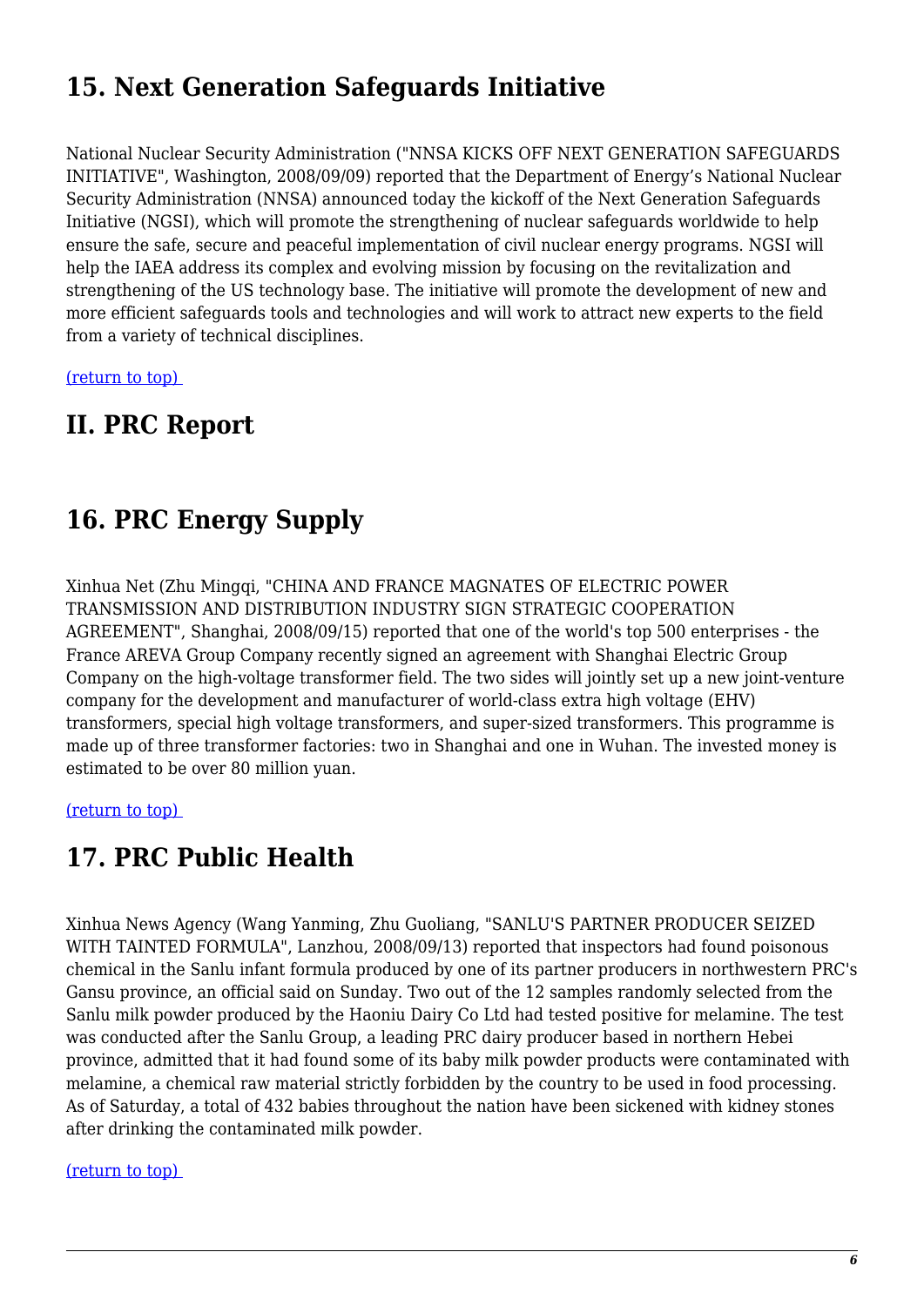## 15. Next Generation Safeguards Initiative

National Nuclear Security Administration ("NNSA KICKS OFF NEXT GENERATION SAFEGUARDS INITIATIVE", Washington, 2008/09/09) reported that the Department of Energy's National Nuclear Security Administration (NNSA) announced today the kickoff of the Next Generation Safeguards Initiative (NGSI), which will promote the strengthening of nuclear safeguards worldwide to help ensure the safe, secure and peaceful implementation of civil nuclear energy programs. NGSI will help the IAEA address its complex and evolving mission by focusing on the revitalization and strengthening of the US technology base. The initiative will promote the development of new and more efficient safeguards tools and technologies and will work to attract new experts to the field from a variety of technical disciplines.

(return to top)

# II. PRC Report

## 16. PRC Energy Supply

Xinhua Net (Zhu Mingqi, "CHINA AND FRANCE MAGNATES OF ELECTRIC POWER TRANSMISSION AND DISTRIBUTION INDUSTRY SIGN STRATEGIC COOPERATION AGREEMENT", Shanghai, 2008/09/15) reported that one of the world's top 500 enterprises - the France AREVA Group Company recently signed an agreement with Shanghai Electric Group Company on the high-voltage transformer field. The two sides will jointly set up a new joint-venture company for the development and manufacturer of world-class extra high voltage (EHV) transformers, special high voltage transformers, and super-sized transformers. This programme is made up of three transformer factories: two in Shanghai and one in Wuhan. The invested money is estimated to be over 80 million yuan.

(return to top)

## 17. PRC Public Health

Xinhua News Agency (Wang Yanming, Zhu Guoliang, "SANLU'S PARTNER PRODUCER SEIZED WITH TAINTED FORMULA", Lanzhou, 2008/09/13) reported that inspectors had found poisonous chemical in the Sanlu infant formula produced by one of its partner producers in northwestern PRC's Gansu province, an official said on Sunday. Two out of the 12 samples randomly selected from the Sanlu milk powder produced by the Haoniu Dairy Co Ltd had tested positive for melamine. The test was conducted after the Sanlu Group, a leading PRC dairy producer based in northern Hebei province, admitted that it had found some of its baby milk powder products were contaminated with melamine, a chemical raw material strictly forbidden by the country to be used in food processing. As of Saturday, a total of 432 babies throughout the nation have been sickened with kidney stones after drinking the contaminated milk powder.

(return to top)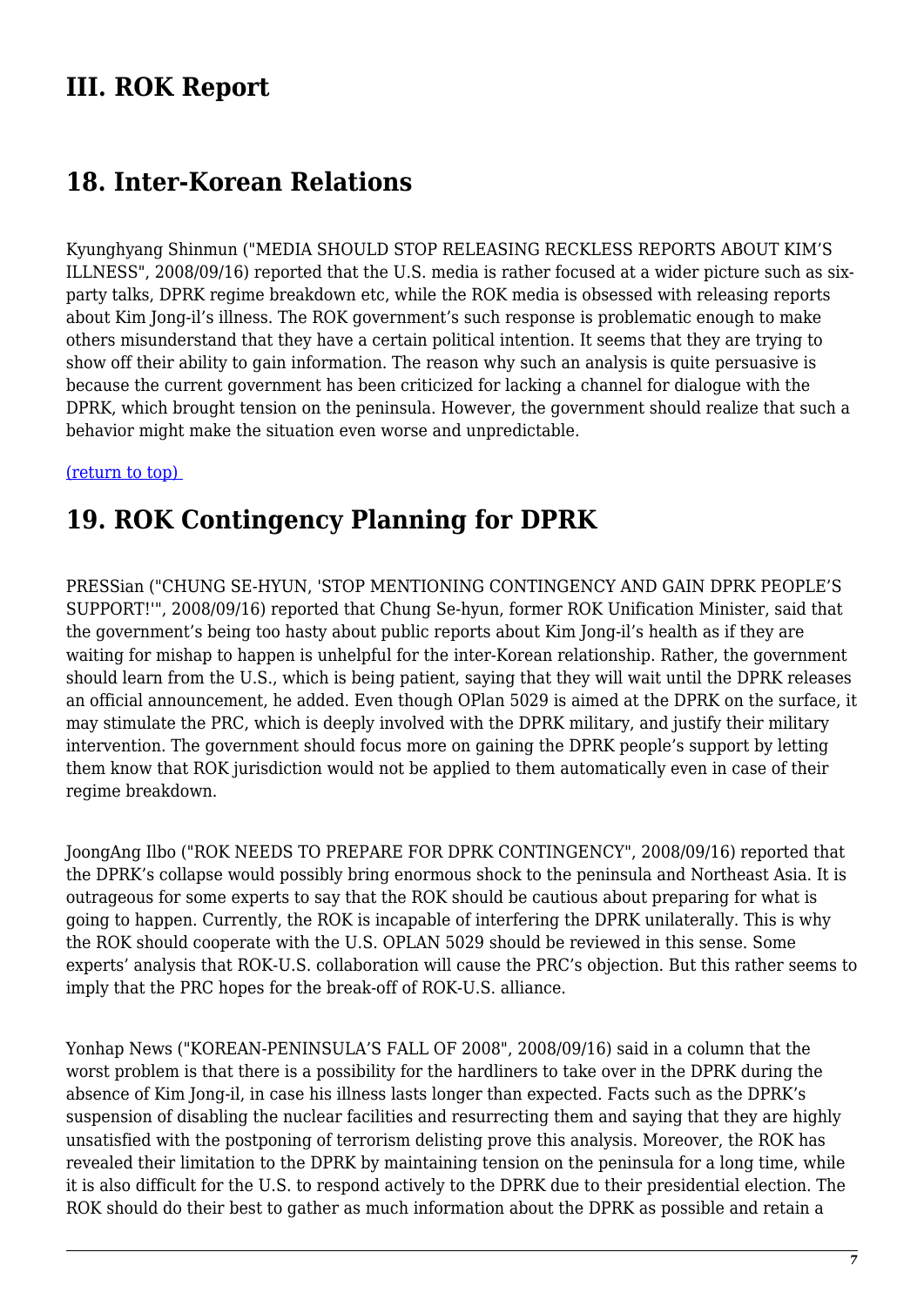# III. ROK Report

## 18. Inter-Korean Relations

Kyunghyang Shinmun ("MEDIA SHOULD STOP RELEASING RECKLESS REPORTS ABOUT KIM'S ILLNESS", 2008/09/16) reported that the U.S. media is rather focused at a wider picture such as six-party talks, DPRK regime breakdown etc, while the ROK media is obsessed with releasing reports about Kim Jong-il's illness. The ROK government's such response is problematic enough to make others misunderstand that they have a certain political intention. It seems that they are trying to show off their ability to gain information. The reason why such an analysis is quite persuasive is because the current government has been criticized for lacking a channel for dialogue with the DPRK, which brought tension on the peninsula. However, the government should realize that such a behavior might make the situation even worse and unpredictable.

(return to top)

## 19. ROK Contingency Planning for DPRK

PRESSian ("CHUNG SE-HYUN, 'STOP MENTIONING CONTINGENCY AND GAIN DPRK PEOPLE'S SUPPORT!'", 2008/09/16) reported that Chung Se-hyun, former ROK Unification Minister, said that the government's being too hasty about public reports about Kim Jong-il's health as if they are waiting for mishap to happen is unhelpful for the inter-Korean relationship. Rather, the government should learn from the U.S., which is being patient, saying that they will wait until the DPRK releases an official announcement, he added. Even though OPlan 5029 is aimed at the DPRK on the surface, it may stimulate the PRC, which is deeply involved with the DPRK military, and justify their military intervention. The government should focus more on gaining the DPRK people's support by letting them know that ROK jurisdiction would not be applied to them automatically even in case of their regime breakdown.

JoongAng Ilbo ("ROK NEEDS TO PREPARE FOR DPRK CONTINGENCY", 2008/09/16) reported that the DPRK's collapse would possibly bring enormous shock to the peninsula and Northeast Asia. It is outrageous for some experts to say that the ROK should be cautious about preparing for what is going to happen. Currently, the ROK is incapable of interfering the DPRK unilaterally. This is why the ROK should cooperate with the U.S. OPLAN 5029 should be reviewed in this sense. Some experts' analysis that ROK-U.S. collaboration will cause the PRC's objection. But this rather seems to imply that the PRC hopes for the break-off of ROK-U.S. alliance.

Yonhap News ("KOREAN-PENINSULA'S FALL OF 2008", 2008/09/16) said in a column that the worst problem is that there is a possibility for the hardliners to take over in the DPRK during the absence of Kim Jong-il, in case his illness lasts longer than expected. Facts such as the DPRK's suspension of disabling the nuclear facilities and resurrecting them and saying that they are highly unsatisfied with the postponing of terrorism delisting prove this analysis. Moreover, the ROK has revealed their limitation to the DPRK by maintaining tension on the peninsula for a long time, while it is also difficult for the U.S. to respond actively to the DPRK due to their presidential election. The ROK should do their best to gather as much information about the DPRK as possible and retain a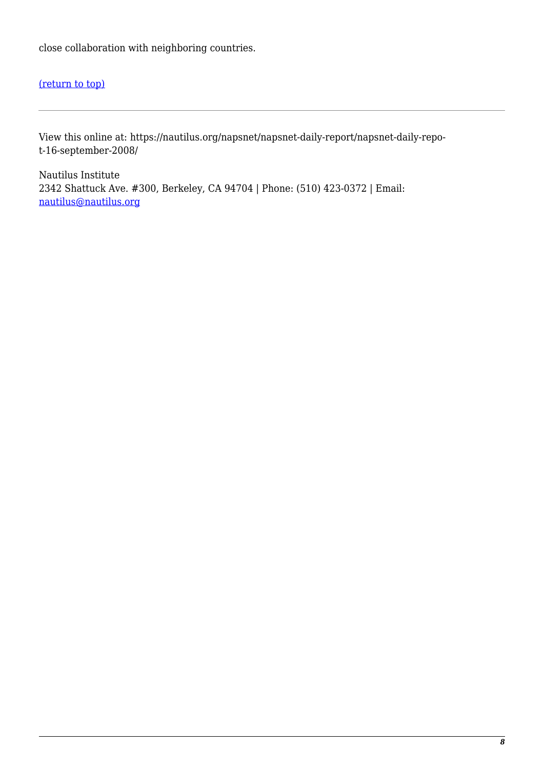close collaboration with neighboring countries.

[(return to top)]

---

View this online at: https://nautilus.org/napsnet/napsnet-daily-report/napsnet-daily-report-16-september-2008/

Nautilus Institute
2342 Shattuck Ave. #300, Berkeley, CA 94704 | Phone: (510) 423-0372 | Email: nautilus@nautilus.org